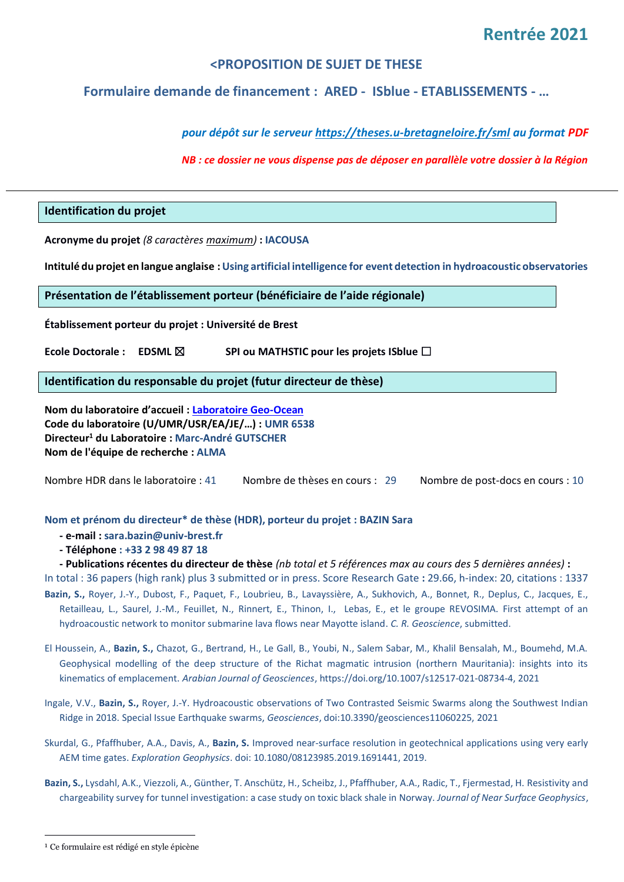# Rentrée 2021

## <PROPOSITION DE SUJET DE THESE

## Formulaire demande de financement : ARED - ISblue - ETABLISSEMENTS - …

*pour dépôt sur le serveur https://theses.u-bretagneloire.fr/sml au format PDF*

*NB : ce dossier ne vous dispense pas de déposer en parallèle votre dossier à la Région*

---

### Identification du projet

**Acronyme du projet** *(8 caractères maximum)* **: IACOUSA**

**Intitulé du projet en langue anglaise : Using artificial intelligence for event detection in hydroacoustic observatories**

### Présentation de l'établissement porteur (bénéficiaire de l'aide régionale)

**Établissement porteur du projet : Université de Brest**

**Ecole Doctorale : EDSML ☒ SPI ou MATHSTIC pour les projets ISblue ☐**

### Identification du responsable du projet (futur directeur de thèse)

**Nom du laboratoire d'accueil : Laboratoire Geo-Ocean**
**Code du laboratoire (U/UMR/USR/EA/JE/…) : UMR 6538**
**Directeur[1] du Laboratoire : Marc-André GUTSCHER**
**Nom de l'équipe de recherche : ALMA**

Nombre HDR dans le laboratoire : 41 Nombre de thèses en cours : 29 Nombre de post-docs en cours : 10

**Nom et prénom du directeur\* de thèse (HDR), porteur du projet : BAZIN Sara**

- **e-mail : sara.bazin@univ-brest.fr**
- **Téléphone : +33 2 98 49 87 18**
- **Publications récentes du directeur de thèse** *(nb total et 5 références max au cours des 5 dernières années)* **:**

In total : 36 papers (high rank) plus 3 submitted or in press. Score Research Gate **:** 29.66, h-index: 20, citations : 1337

**Bazin, S.,** Royer, J.-Y., Dubost, F., Paquet, F., Loubrieu, B., Lavayssière, A., Sukhovich, A., Bonnet, R., Deplus, C., Jacques, E., Retailleau, L., Saurel, J.-M., Feuillet, N., Rinnert, E., Thinon, I., Lebas, E., et le groupe REVOSIMA. First attempt of an hydroacoustic network to monitor submarine lava flows near Mayotte island. *C. R. Geoscience*, submitted.

El Houssein, A., **Bazin, S.,** Chazot, G., Bertrand, H., Le Gall, B., Youbi, N., Salem Sabar, M., Khalil Bensalah, M., Boumehd, M.A. Geophysical modelling of the deep structure of the Richat magmatic intrusion (northern Mauritania): insights into its kinematics of emplacement. *Arabian Journal of Geosciences*, https://doi.org/10.1007/s12517-021-08734-4, 2021

Ingale, V.V., **Bazin, S.,** Royer, J.-Y. Hydroacoustic observations of Two Contrasted Seismic Swarms along the Southwest Indian Ridge in 2018. Special Issue Earthquake swarms, *Geosciences*, doi:10.3390/geosciences11060225, 2021

Skurdal, G., Pfaffhuber, A.A., Davis, A., **Bazin, S.** Improved near-surface resolution in geotechnical applications using very early AEM time gates. *Exploration Geophysics*. doi: 10.1080/08123985.2019.1691441, 2019.

**Bazin, S.,** Lysdahl, A.K., Viezzoli, A., Günther, T. Anschütz, H., Scheibz, J., Pfaffhuber, A.A., Radic, T., Fjermestad, H. Resistivity and chargeability survey for tunnel investigation: a case study on toxic black shale in Norway. *Journal of Near Surface Geophysics*,

---

[1] Ce formulaire est rédigé en style épicène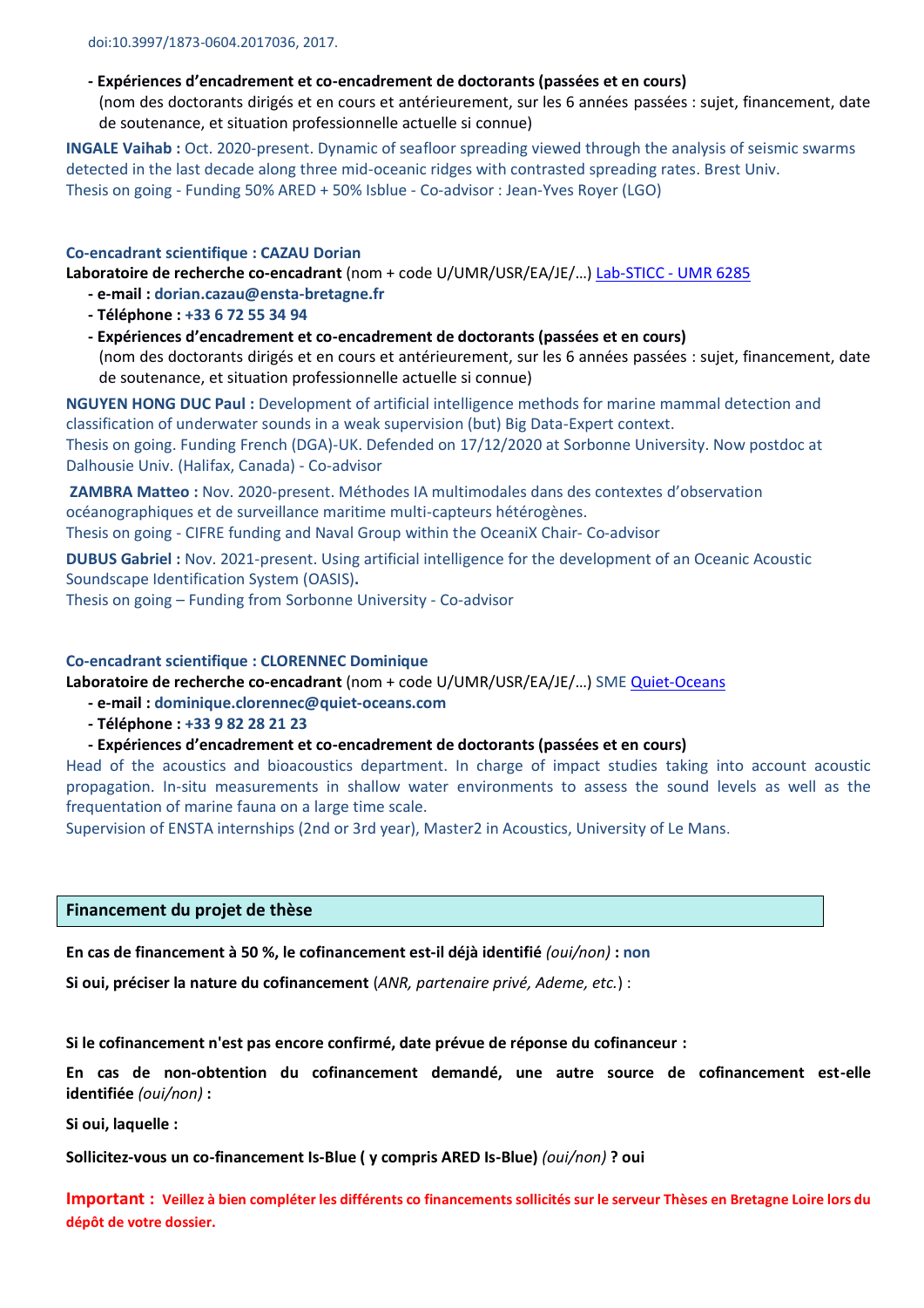doi:10.3997/1873-0604.2017036, 2017.

- **Expériences d'encadrement et co-encadrement de doctorants (passées et en cours)**
  (nom des doctorants dirigés et en cours et antérieurement, sur les 6 années passées : sujet, financement, date de soutenance, et situation professionnelle actuelle si connue)

**INGALE Vaihab :** Oct. 2020-present. Dynamic of seafloor spreading viewed through the analysis of seismic swarms detected in the last decade along three mid-oceanic ridges with contrasted spreading rates. Brest Univ.
Thesis on going - Funding 50% ARED + 50% Isblue - Co-advisor : Jean-Yves Royer (LGO)

**Co-encadrant scientifique : CAZAU Dorian**

**Laboratoire de recherche co-encadrant** (nom + code U/UMR/USR/EA/JE/…) Lab-STICC - UMR 6285

- **e-mail : dorian.cazau@ensta-bretagne.fr**
- **Téléphone : +33 6 72 55 34 94**
- **Expériences d'encadrement et co-encadrement de doctorants (passées et en cours)**
  (nom des doctorants dirigés et en cours et antérieurement, sur les 6 années passées : sujet, financement, date de soutenance, et situation professionnelle actuelle si connue)

**NGUYEN HONG DUC Paul :** Development of artificial intelligence methods for marine mammal detection and classification of underwater sounds in a weak supervision (but) Big Data-Expert context.
Thesis on going. Funding French (DGA)-UK. Defended on 17/12/2020 at Sorbonne University. Now postdoc at Dalhousie Univ. (Halifax, Canada) - Co-advisor

**ZAMBRA Matteo :** Nov. 2020-present. Méthodes IA multimodales dans des contextes d'observation océanographiques et de surveillance maritime multi-capteurs hétérogènes.
Thesis on going - CIFRE funding and Naval Group within the OceaniX Chair- Co-advisor

**DUBUS Gabriel :** Nov. 2021-present. Using artificial intelligence for the development of an Oceanic Acoustic Soundscape Identification System (OASIS)**.**
Thesis on going – Funding from Sorbonne University - Co-advisor

**Co-encadrant scientifique : CLORENNEC Dominique**

**Laboratoire de recherche co-encadrant** (nom + code U/UMR/USR/EA/JE/…) SME Quiet-Oceans

- **e-mail : dominique.clorennec@quiet-oceans.com**
- **Téléphone : +33 9 82 28 21 23**
- **Expériences d'encadrement et co-encadrement de doctorants (passées et en cours)**

Head of the acoustics and bioacoustics department. In charge of impact studies taking into account acoustic propagation. In-situ measurements in shallow water environments to assess the sound levels as well as the frequentation of marine fauna on a large time scale.
Supervision of ENSTA internships (2nd or 3rd year), Master2 in Acoustics, University of Le Mans.

## Financement du projet de thèse

**En cas de financement à 50 %, le cofinancement est-il déjà identifié** *(oui/non)* **: non**

**Si oui, préciser la nature du cofinancement** (*ANR, partenaire privé, Ademe, etc.*) :

**Si le cofinancement n'est pas encore confirmé, date prévue de réponse du cofinanceur :**

**En cas de non-obtention du cofinancement demandé, une autre source de cofinancement est-elle identifiée** *(oui/non)* **:**

**Si oui, laquelle :**

**Sollicitez-vous un co-financement Is-Blue ( y compris ARED Is-Blue)** *(oui/non)* **? oui**

**Important : Veillez à bien compléter les différents co financements sollicités sur le serveur Thèses en Bretagne Loire lors du dépôt de votre dossier.**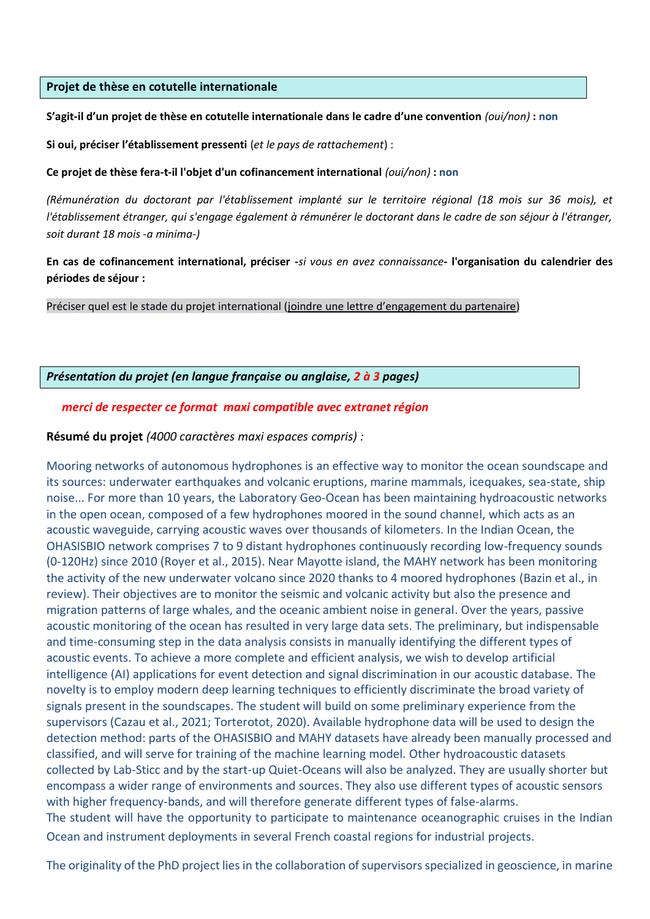## Projet de thèse en cotutelle internationale

**S'agit-il d'un projet de thèse en cotutelle internationale dans le cadre d'une convention** *(oui/non)* **: non**

**Si oui, préciser l'établissement pressenti** (*et le pays de rattachement*) :

**Ce projet de thèse fera-t-il l'objet d'un cofinancement international** *(oui/non)* **: non**

*(Rémunération du doctorant par l'établissement implanté sur le territoire régional (18 mois sur 36 mois), et l'établissement étranger, qui s'engage également à rémunérer le doctorant dans le cadre de son séjour à l'étranger, soit durant 18 mois -a minima-)*

**En cas de cofinancement international, préciser** -*si vous en avez connaissance*- **l'organisation du calendrier des périodes de séjour :**

Préciser quel est le stade du projet international (joindre une lettre d'engagement du partenaire)

## *Présentation du projet (en langue française ou anglaise, 2 à 3 pages)*

*merci de respecter ce format maxi compatible avec extranet région*

**Résumé du projet** *(4000 caractères maxi espaces compris) :*

Mooring networks of autonomous hydrophones is an effective way to monitor the ocean soundscape and its sources: underwater earthquakes and volcanic eruptions, marine mammals, icequakes, sea-state, ship noise... For more than 10 years, the Laboratory Geo-Ocean has been maintaining hydroacoustic networks in the open ocean, composed of a few hydrophones moored in the sound channel, which acts as an acoustic waveguide, carrying acoustic waves over thousands of kilometers. In the Indian Ocean, the OHASISBIO network comprises 7 to 9 distant hydrophones continuously recording low-frequency sounds (0-120Hz) since 2010 (Royer et al., 2015). Near Mayotte island, the MAHY network has been monitoring the activity of the new underwater volcano since 2020 thanks to 4 moored hydrophones (Bazin et al., in review). Their objectives are to monitor the seismic and volcanic activity but also the presence and migration patterns of large whales, and the oceanic ambient noise in general. Over the years, passive acoustic monitoring of the ocean has resulted in very large data sets. The preliminary, but indispensable and time-consuming step in the data analysis consists in manually identifying the different types of acoustic events. To achieve a more complete and efficient analysis, we wish to develop artificial intelligence (AI) applications for event detection and signal discrimination in our acoustic database. The novelty is to employ modern deep learning techniques to efficiently discriminate the broad variety of signals present in the soundscapes. The student will build on some preliminary experience from the supervisors (Cazau et al., 2021; Torterotot, 2020). Available hydrophone data will be used to design the detection method: parts of the OHASISBIO and MAHY datasets have already been manually processed and classified, and will serve for training of the machine learning model. Other hydroacoustic datasets collected by Lab-Sticc and by the start-up Quiet-Oceans will also be analyzed. They are usually shorter but encompass a wider range of environments and sources. They also use different types of acoustic sensors with higher frequency-bands, and will therefore generate different types of false-alarms.
The student will have the opportunity to participate to maintenance oceanographic cruises in the Indian Ocean and instrument deployments in several French coastal regions for industrial projects.

The originality of the PhD project lies in the collaboration of supervisors specialized in geoscience, in marine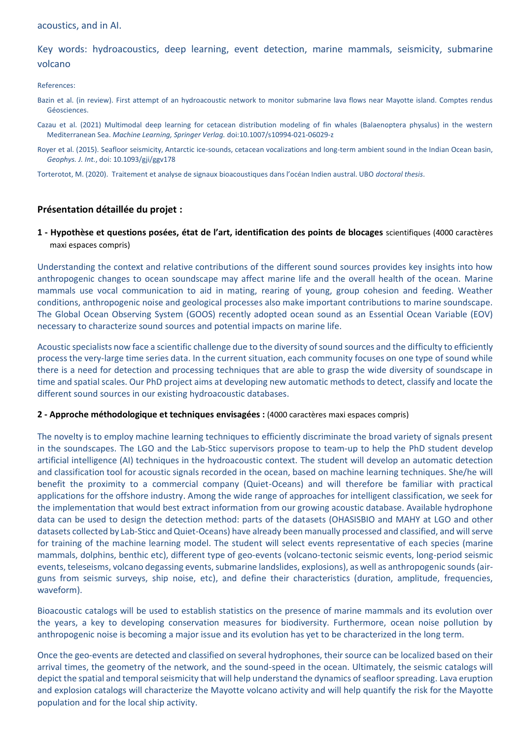acoustics, and in AI.

Key words: hydroacoustics, deep learning, event detection, marine mammals, seismicity, submarine volcano

References:

Bazin et al. (in review). First attempt of an hydroacoustic network to monitor submarine lava flows near Mayotte island. Comptes rendus Géosciences.

Cazau et al. (2021) Multimodal deep learning for cetacean distribution modeling of fin whales (Balaenoptera physalus) in the western Mediterranean Sea. *Machine Learning, Springer Verlag.* doi:10.1007/s10994-021-06029-z

Royer et al. (2015). Seafloor seismicity, Antarctic ice-sounds, cetacean vocalizations and long-term ambient sound in the Indian Ocean basin, *Geophys. J. Int.*, doi: 10.1093/gji/ggv178

Torterotot, M. (2020). Traitement et analyse de signaux bioacoustiques dans l'océan Indien austral. UBO *doctoral thesis*.

## Présentation détaillée du projet :

**1 - Hypothèse et questions posées, état de l'art, identification des points de blocages** scientifiques (4000 caractères maxi espaces compris)

Understanding the context and relative contributions of the different sound sources provides key insights into how anthropogenic changes to ocean soundscape may affect marine life and the overall health of the ocean. Marine mammals use vocal communication to aid in mating, rearing of young, group cohesion and feeding. Weather conditions, anthropogenic noise and geological processes also make important contributions to marine soundscape. The Global Ocean Observing System (GOOS) recently adopted ocean sound as an Essential Ocean Variable (EOV) necessary to characterize sound sources and potential impacts on marine life.

Acoustic specialists now face a scientific challenge due to the diversity of sound sources and the difficulty to efficiently process the very-large time series data. In the current situation, each community focuses on one type of sound while there is a need for detection and processing techniques that are able to grasp the wide diversity of soundscape in time and spatial scales. Our PhD project aims at developing new automatic methods to detect, classify and locate the different sound sources in our existing hydroacoustic databases.

**2 - Approche méthodologique et techniques envisagées :** (4000 caractères maxi espaces compris)

The novelty is to employ machine learning techniques to efficiently discriminate the broad variety of signals present in the soundscapes. The LGO and the Lab-Sticc supervisors propose to team-up to help the PhD student develop artificial intelligence (AI) techniques in the hydroacoustic context. The student will develop an automatic detection and classification tool for acoustic signals recorded in the ocean, based on machine learning techniques. She/he will benefit the proximity to a commercial company (Quiet-Oceans) and will therefore be familiar with practical applications for the offshore industry. Among the wide range of approaches for intelligent classification, we seek for the implementation that would best extract information from our growing acoustic database. Available hydrophone data can be used to design the detection method: parts of the datasets (OHASISBIO and MAHY at LGO and other datasets collected by Lab-Sticc and Quiet-Oceans) have already been manually processed and classified, and will serve for training of the machine learning model. The student will select events representative of each species (marine mammals, dolphins, benthic etc), different type of geo-events (volcano-tectonic seismic events, long-period seismic events, teleseisms, volcano degassing events, submarine landslides, explosions), as well as anthropogenic sounds (air-guns from seismic surveys, ship noise, etc), and define their characteristics (duration, amplitude, frequencies, waveform).

Bioacoustic catalogs will be used to establish statistics on the presence of marine mammals and its evolution over the years, a key to developing conservation measures for biodiversity. Furthermore, ocean noise pollution by anthropogenic noise is becoming a major issue and its evolution has yet to be characterized in the long term.

Once the geo-events are detected and classified on several hydrophones, their source can be localized based on their arrival times, the geometry of the network, and the sound-speed in the ocean. Ultimately, the seismic catalogs will depict the spatial and temporal seismicity that will help understand the dynamics of seafloor spreading. Lava eruption and explosion catalogs will characterize the Mayotte volcano activity and will help quantify the risk for the Mayotte population and for the local ship activity.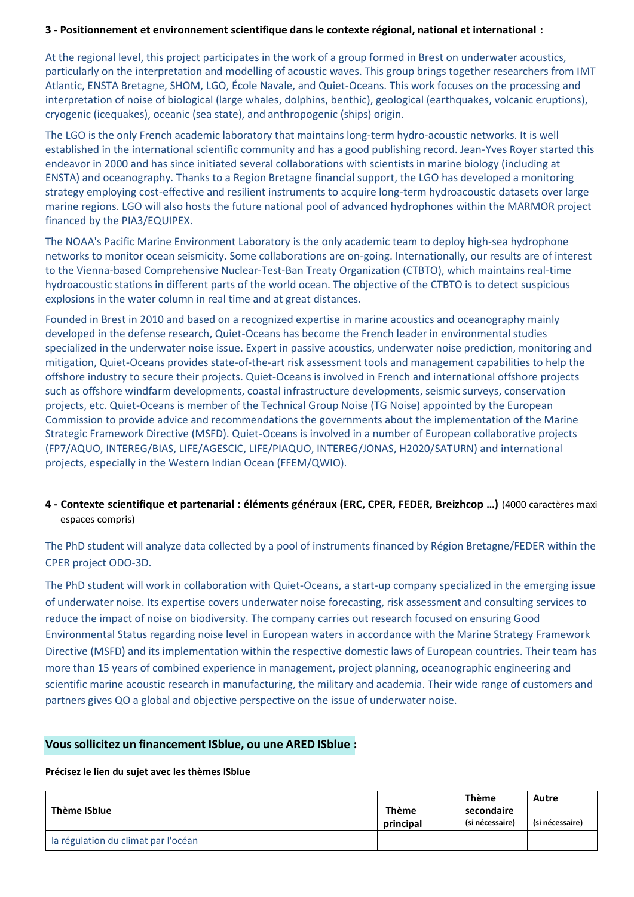**3 - Positionnement et environnement scientifique dans le contexte régional, national et international :**

At the regional level, this project participates in the work of a group formed in Brest on underwater acoustics, particularly on the interpretation and modelling of acoustic waves. This group brings together researchers from IMT Atlantic, ENSTA Bretagne, SHOM, LGO, École Navale, and Quiet-Oceans. This work focuses on the processing and interpretation of noise of biological (large whales, dolphins, benthic), geological (earthquakes, volcanic eruptions), cryogenic (icequakes), oceanic (sea state), and anthropogenic (ships) origin.

The LGO is the only French academic laboratory that maintains long-term hydro-acoustic networks. It is well established in the international scientific community and has a good publishing record. Jean-Yves Royer started this endeavor in 2000 and has since initiated several collaborations with scientists in marine biology (including at ENSTA) and oceanography. Thanks to a Region Bretagne financial support, the LGO has developed a monitoring strategy employing cost-effective and resilient instruments to acquire long-term hydroacoustic datasets over large marine regions. LGO will also hosts the future national pool of advanced hydrophones within the MARMOR project financed by the PIA3/EQUIPEX.

The NOAA's Pacific Marine Environment Laboratory is the only academic team to deploy high-sea hydrophone networks to monitor ocean seismicity. Some collaborations are on-going. Internationally, our results are of interest to the Vienna-based Comprehensive Nuclear-Test-Ban Treaty Organization (CTBTO), which maintains real-time hydroacoustic stations in different parts of the world ocean. The objective of the CTBTO is to detect suspicious explosions in the water column in real time and at great distances.

Founded in Brest in 2010 and based on a recognized expertise in marine acoustics and oceanography mainly developed in the defense research, Quiet-Oceans has become the French leader in environmental studies specialized in the underwater noise issue. Expert in passive acoustics, underwater noise prediction, monitoring and mitigation, Quiet-Oceans provides state-of-the-art risk assessment tools and management capabilities to help the offshore industry to secure their projects. Quiet-Oceans is involved in French and international offshore projects such as offshore windfarm developments, coastal infrastructure developments, seismic surveys, conservation projects, etc. Quiet-Oceans is member of the Technical Group Noise (TG Noise) appointed by the European Commission to provide advice and recommendations the governments about the implementation of the Marine Strategic Framework Directive (MSFD). Quiet-Oceans is involved in a number of European collaborative projects (FP7/AQUO, INTEREG/BIAS, LIFE/AGESCIC, LIFE/PIAQUO, INTEREG/JONAS, H2020/SATURN) and international projects, especially in the Western Indian Ocean (FFEM/QWIO).

**4 - Contexte scientifique et partenarial : éléments généraux (ERC, CPER, FEDER, Breizhcop …)** (4000 caractères maxi espaces compris)

The PhD student will analyze data collected by a pool of instruments financed by Région Bretagne/FEDER within the CPER project ODO-3D.

The PhD student will work in collaboration with Quiet-Oceans, a start-up company specialized in the emerging issue of underwater noise. Its expertise covers underwater noise forecasting, risk assessment and consulting services to reduce the impact of noise on biodiversity. The company carries out research focused on ensuring Good Environmental Status regarding noise level in European waters in accordance with the Marine Strategy Framework Directive (MSFD) and its implementation within the respective domestic laws of European countries. Their team has more than 15 years of combined experience in management, project planning, oceanographic engineering and scientific marine acoustic research in manufacturing, the military and academia. Their wide range of customers and partners gives QO a global and objective perspective on the issue of underwater noise.

## Vous sollicitez un financement ISblue, ou une ARED ISblue :

**Précisez le lien du sujet avec les thèmes ISblue**

| Thème ISblue | Thème principal | Thème secondaire (si nécessaire) | Autre (si nécessaire) |
|---|---|---|---|
| la régulation du climat par l'océan | | | |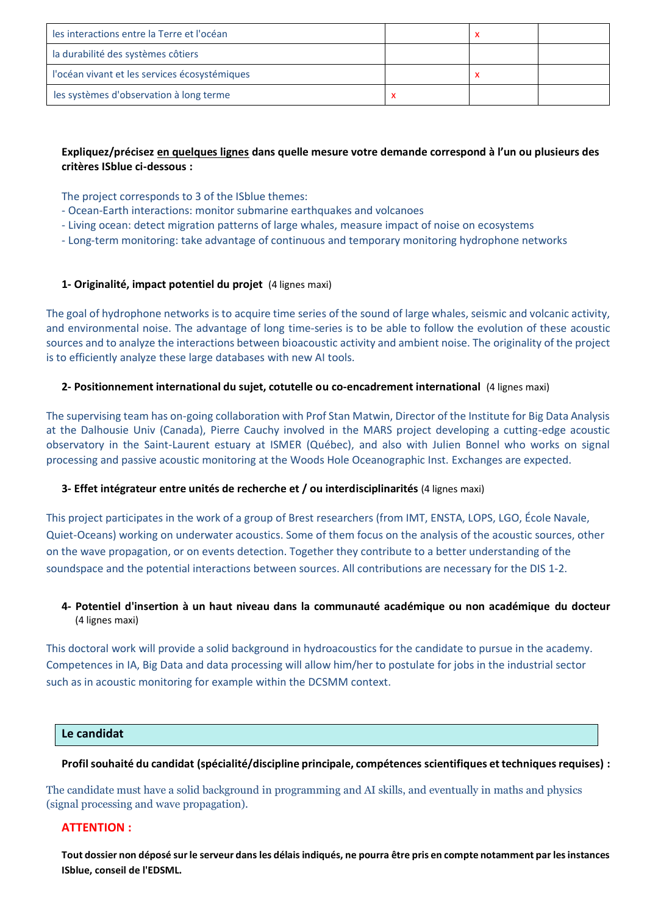| | | | |
|---|---|---|---|
| les interactions entre la Terre et l'océan | | x | |
| la durabilité des systèmes côtiers | | | |
| l'océan vivant et les services écosystémiques | | x | |
| les systèmes d'observation à long terme | x | | |

**Expliquez/précisez en quelques lignes dans quelle mesure votre demande correspond à l'un ou plusieurs des critères ISblue ci-dessous :**

The project corresponds to 3 of the ISblue themes:
- Ocean-Earth interactions: monitor submarine earthquakes and volcanoes
- Living ocean: detect migration patterns of large whales, measure impact of noise on ecosystems
- Long-term monitoring: take advantage of continuous and temporary monitoring hydrophone networks

**1- Originalité, impact potentiel du projet** (4 lignes maxi)

The goal of hydrophone networks is to acquire time series of the sound of large whales, seismic and volcanic activity, and environmental noise. The advantage of long time-series is to be able to follow the evolution of these acoustic sources and to analyze the interactions between bioacoustic activity and ambient noise. The originality of the project is to efficiently analyze these large databases with new AI tools.

**2- Positionnement international du sujet, cotutelle ou co-encadrement international** (4 lignes maxi)

The supervising team has on-going collaboration with Prof Stan Matwin, Director of the Institute for Big Data Analysis at the Dalhousie Univ (Canada), Pierre Cauchy involved in the MARS project developing a cutting-edge acoustic observatory in the Saint-Laurent estuary at ISMER (Québec), and also with Julien Bonnel who works on signal processing and passive acoustic monitoring at the Woods Hole Oceanographic Inst. Exchanges are expected.

**3- Effet intégrateur entre unités de recherche et / ou interdisciplinarités** (4 lignes maxi)

This project participates in the work of a group of Brest researchers (from IMT, ENSTA, LOPS, LGO, École Navale, Quiet-Oceans) working on underwater acoustics. Some of them focus on the analysis of the acoustic sources, other on the wave propagation, or on events detection. Together they contribute to a better understanding of the soundspace and the potential interactions between sources. All contributions are necessary for the DIS 1-2.

**4- Potentiel d'insertion à un haut niveau dans la communauté académique ou non académique du docteur** (4 lignes maxi)

This doctoral work will provide a solid background in hydroacoustics for the candidate to pursue in the academy. Competences in IA, Big Data and data processing will allow him/her to postulate for jobs in the industrial sector such as in acoustic monitoring for example within the DCSMM context.

## Le candidat

**Profil souhaité du candidat (spécialité/discipline principale, compétences scientifiques et techniques requises) :**

The candidate must have a solid background in programming and AI skills, and eventually in maths and physics (signal processing and wave propagation).

**ATTENTION :**

**Tout dossier non déposé sur le serveur dans les délais indiqués, ne pourra être pris en compte notamment par les instances ISblue, conseil de l'EDSML.**